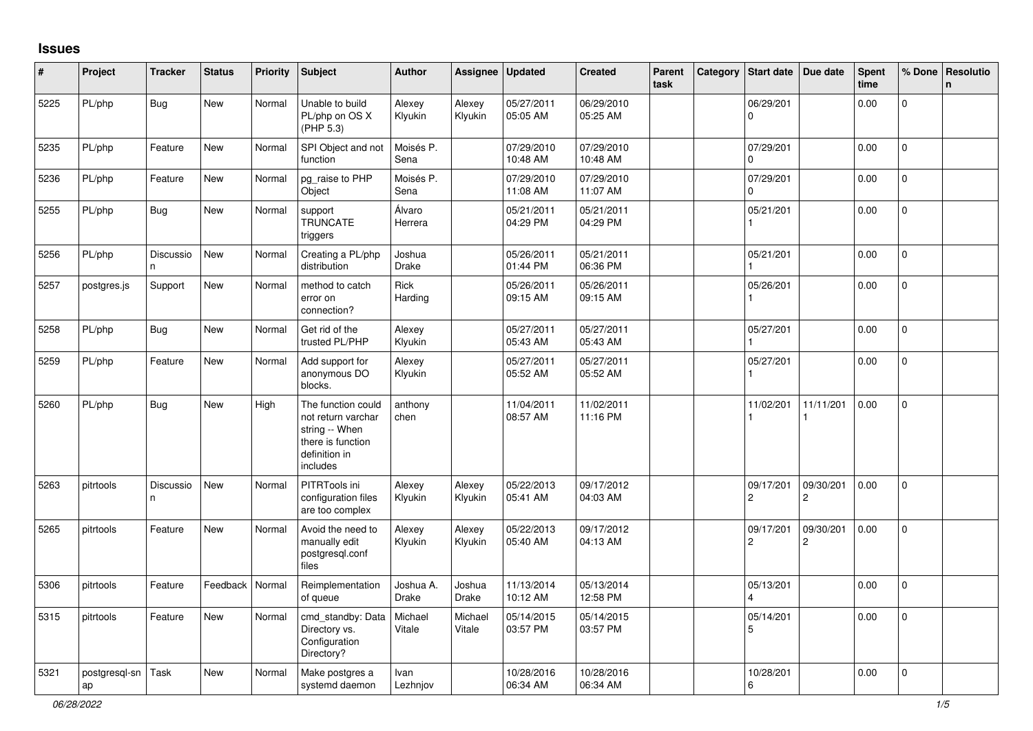# Issues

| # | Project | Tracker | Status | Priority | Subject | Author | Assignee | Updated | Created | Parent task | Category | Start date | Due date | Spent time | % Done | Resolution |
|---|---|---|---|---|---|---|---|---|---|---|---|---|---|---|---|---|
| 5225 | PL/php | Bug | New | Normal | Unable to build PL/php on OS X (PHP 5.3) | Alexey Klyukin | Alexey Klyukin | 05/27/2011 05:05 AM | 06/29/2010 05:25 AM | | | 06/29/2010 | | 0.00 | 0 | |
| 5235 | PL/php | Feature | New | Normal | SPI Object and not function | Moisés P. Sena | | 07/29/2010 10:48 AM | 07/29/2010 10:48 AM | | | 07/29/2010 | | 0.00 | 0 | |
| 5236 | PL/php | Feature | New | Normal | pg_raise to PHP Object | Moisés P. Sena | | 07/29/2010 11:08 AM | 07/29/2010 11:07 AM | | | 07/29/2010 | | 0.00 | 0 | |
| 5255 | PL/php | Bug | New | Normal | support TRUNCATE triggers | Álvaro Herrera | | 05/21/2011 04:29 PM | 05/21/2011 04:29 PM | | | 05/21/2011 | | 0.00 | 0 | |
| 5256 | PL/php | Discussion | New | Normal | Creating a PL/php distribution | Joshua Drake | | 05/26/2011 01:44 PM | 05/21/2011 06:36 PM | | | 05/21/2011 | | 0.00 | 0 | |
| 5257 | postgres.js | Support | New | Normal | method to catch error on connection? | Rick Harding | | 05/26/2011 09:15 AM | 05/26/2011 09:15 AM | | | 05/26/2011 | | 0.00 | 0 | |
| 5258 | PL/php | Bug | New | Normal | Get rid of the trusted PL/PHP | Alexey Klyukin | | 05/27/2011 05:43 AM | 05/27/2011 05:43 AM | | | 05/27/2011 | | 0.00 | 0 | |
| 5259 | PL/php | Feature | New | Normal | Add support for anonymous DO blocks. | Alexey Klyukin | | 05/27/2011 05:52 AM | 05/27/2011 05:52 AM | | | 05/27/2011 | | 0.00 | 0 | |
| 5260 | PL/php | Bug | New | High | The function could not return varchar string -- When there is function definition in includes | anthony chen | | 11/04/2011 08:57 AM | 11/02/2011 11:16 PM | | | 11/02/2011 | 11/11/2011 | 0.00 | 0 | |
| 5263 | pitrtools | Discussion | New | Normal | PITRTools ini configuration files are too complex | Alexey Klyukin | Alexey Klyukin | 05/22/2013 05:41 AM | 09/17/2012 04:03 AM | | | 09/17/2012 | 09/30/2012 | 0.00 | 0 | |
| 5265 | pitrtools | Feature | New | Normal | Avoid the need to manually edit postgresql.conf files | Alexey Klyukin | Alexey Klyukin | 05/22/2013 05:40 AM | 09/17/2012 04:13 AM | | | 09/17/2012 | 09/30/2012 | 0.00 | 0 | |
| 5306 | pitrtools | Feature | Feedback | Normal | Reimplementation of queue | Joshua A. Drake | Joshua Drake | 11/13/2014 10:12 AM | 05/13/2014 12:58 PM | | | 05/13/2014 | | 0.00 | 0 | |
| 5315 | pitrtools | Feature | New | Normal | cmd_standby: Data Directory vs. Configuration Directory? | Michael Vitale | Michael Vitale | 05/14/2015 03:57 PM | 05/14/2015 03:57 PM | | | 05/14/2015 | | 0.00 | 0 | |
| 5321 | postgresql-snap | Task | New | Normal | Make postgres a systemd daemon | Ivan Lezhnjov | | 10/28/2016 06:34 AM | 10/28/2016 06:34 AM | | | 10/28/2016 | | 0.00 | 0 | |

*06/28/2022*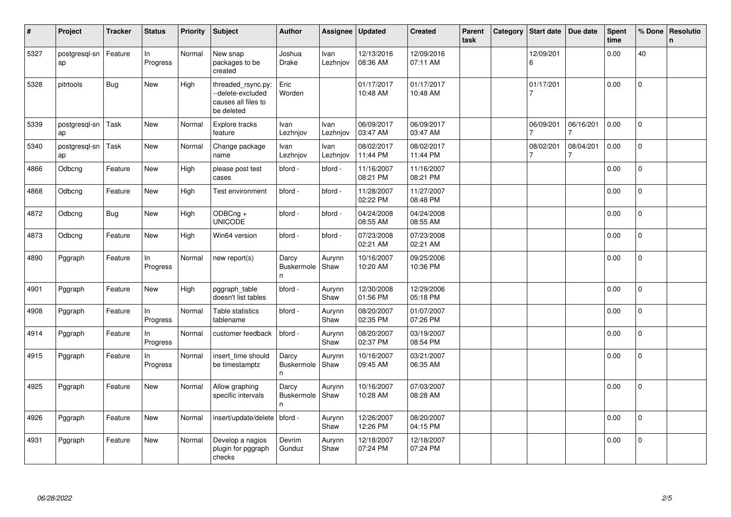| # | Project | Tracker | Status | Priority | Subject | Author | Assignee | Updated | Created | Parent task | Category | Start date | Due date | Spent time | % Done | Resolution |
|---|---|---|---|---|---|---|---|---|---|---|---|---|---|---|---|---|
| 5327 | postgresql-snap | Feature | In Progress | Normal | New snap packages to be created | Joshua Drake | Ivan Lezhnjov | 12/13/2016 08:36 AM | 12/09/2016 07:11 AM | | | 12/09/2016 | | 0.00 | 40 | |
| 5328 | pitrtools | Bug | New | High | threaded_rsync.py: --delete-excluded causes all files to be deleted | Eric Worden | | 01/17/2017 10:48 AM | 01/17/2017 10:48 AM | | | 01/17/2017 | | 0.00 | 0 | |
| 5339 | postgresql-snap | Task | New | Normal | Explore tracks feature | Ivan Lezhnjov | Ivan Lezhnjov | 06/09/2017 03:47 AM | 06/09/2017 03:47 AM | | | 06/09/2017 | 06/16/2017 | 0.00 | 0 | |
| 5340 | postgresql-snap | Task | New | Normal | Change package name | Ivan Lezhnjov | Ivan Lezhnjov | 08/02/2017 11:44 PM | 08/02/2017 11:44 PM | | | 08/02/2017 | 08/04/2017 | 0.00 | 0 | |
| 4866 | Odbcng | Feature | New | High | please post test cases | bford - | bford - | 11/16/2007 08:21 PM | 11/16/2007 08:21 PM | | | | | 0.00 | 0 | |
| 4868 | Odbcng | Feature | New | High | Test environment | bford - | bford - | 11/28/2007 02:22 PM | 11/27/2007 08:48 PM | | | | | 0.00 | 0 | |
| 4872 | Odbcng | Bug | New | High | ODBCng + UNICODE | bford - | bford - | 04/24/2008 08:55 AM | 04/24/2008 08:55 AM | | | | | 0.00 | 0 | |
| 4873 | Odbcng | Feature | New | High | Win64 version | bford - | bford - | 07/23/2008 02:21 AM | 07/23/2008 02:21 AM | | | | | 0.00 | 0 | |
| 4890 | Pggraph | Feature | In Progress | Normal | new report(s) | Darcy Buskermolen | Aurynn Shaw | 10/16/2007 10:20 AM | 09/25/2006 10:36 PM | | | | | 0.00 | 0 | |
| 4901 | Pggraph | Feature | New | High | pggraph_table doesn't list tables | bford - | Aurynn Shaw | 12/30/2008 01:56 PM | 12/29/2006 05:18 PM | | | | | 0.00 | 0 | |
| 4908 | Pggraph | Feature | In Progress | Normal | Table statistics tablename | bford - | Aurynn Shaw | 08/20/2007 02:35 PM | 01/07/2007 07:26 PM | | | | | 0.00 | 0 | |
| 4914 | Pggraph | Feature | In Progress | Normal | customer feedback | bford - | Aurynn Shaw | 08/20/2007 02:37 PM | 03/19/2007 08:54 PM | | | | | 0.00 | 0 | |
| 4915 | Pggraph | Feature | In Progress | Normal | insert_time should be timestamptz | Darcy Buskermolen | Aurynn Shaw | 10/16/2007 09:45 AM | 03/21/2007 06:35 AM | | | | | 0.00 | 0 | |
| 4925 | Pggraph | Feature | New | Normal | Allow graphing specific intervals | Darcy Buskermolen | Aurynn Shaw | 10/16/2007 10:28 AM | 07/03/2007 08:28 AM | | | | | 0.00 | 0 | |
| 4926 | Pggraph | Feature | New | Normal | insert/update/delete | bford - | Aurynn Shaw | 12/26/2007 12:26 PM | 08/20/2007 04:15 PM | | | | | 0.00 | 0 | |
| 4931 | Pggraph | Feature | New | Normal | Develop a nagios plugin for pggraph checks | Devrim Gunduz | Aurynn Shaw | 12/18/2007 07:24 PM | 12/18/2007 07:24 PM | | | | | 0.00 | 0 | |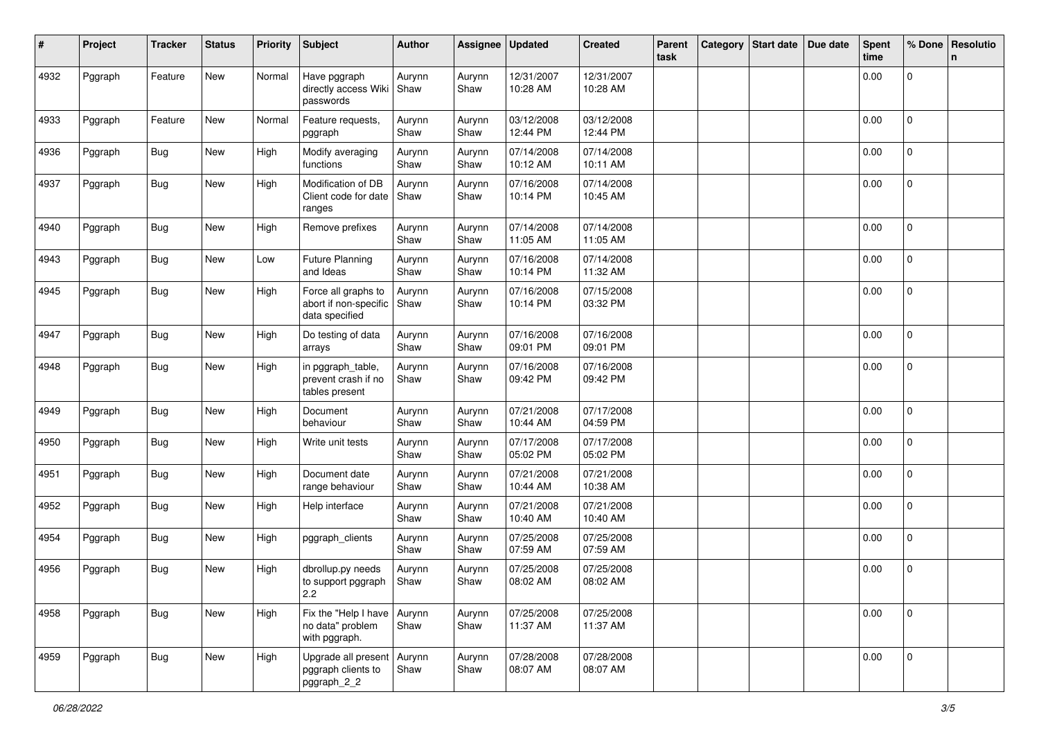| # | Project | Tracker | Status | Priority | Subject | Author | Assignee | Updated | Created | Parent task | Category | Start date | Due date | Spent time | % Done | Resolution |
|---|---|---|---|---|---|---|---|---|---|---|---|---|---|---|---|---|
| 4932 | Pggraph | Feature | New | Normal | Have pggraph directly access Wiki passwords | Aurynn Shaw | Aurynn Shaw | 12/31/2007 10:28 AM | 12/31/2007 10:28 AM | | | | | 0.00 | 0 | |
| 4933 | Pggraph | Feature | New | Normal | Feature requests, pggraph | Aurynn Shaw | Aurynn Shaw | 03/12/2008 12:44 PM | 03/12/2008 12:44 PM | | | | | 0.00 | 0 | |
| 4936 | Pggraph | Bug | New | High | Modify averaging functions | Aurynn Shaw | Aurynn Shaw | 07/14/2008 10:12 AM | 07/14/2008 10:11 AM | | | | | 0.00 | 0 | |
| 4937 | Pggraph | Bug | New | High | Modification of DB Client code for date ranges | Aurynn Shaw | Aurynn Shaw | 07/16/2008 10:14 PM | 07/14/2008 10:45 AM | | | | | 0.00 | 0 | |
| 4940 | Pggraph | Bug | New | High | Remove prefixes | Aurynn Shaw | Aurynn Shaw | 07/14/2008 11:05 AM | 07/14/2008 11:05 AM | | | | | 0.00 | 0 | |
| 4943 | Pggraph | Bug | New | Low | Future Planning and Ideas | Aurynn Shaw | Aurynn Shaw | 07/16/2008 10:14 PM | 07/14/2008 11:32 AM | | | | | 0.00 | 0 | |
| 4945 | Pggraph | Bug | New | High | Force all graphs to abort if non-specific data specified | Aurynn Shaw | Aurynn Shaw | 07/16/2008 10:14 PM | 07/15/2008 03:32 PM | | | | | 0.00 | 0 | |
| 4947 | Pggraph | Bug | New | High | Do testing of data arrays | Aurynn Shaw | Aurynn Shaw | 07/16/2008 09:01 PM | 07/16/2008 09:01 PM | | | | | 0.00 | 0 | |
| 4948 | Pggraph | Bug | New | High | in pggraph_table, prevent crash if no tables present | Aurynn Shaw | Aurynn Shaw | 07/16/2008 09:42 PM | 07/16/2008 09:42 PM | | | | | 0.00 | 0 | |
| 4949 | Pggraph | Bug | New | High | Document behaviour | Aurynn Shaw | Aurynn Shaw | 07/21/2008 10:44 AM | 07/17/2008 04:59 PM | | | | | 0.00 | 0 | |
| 4950 | Pggraph | Bug | New | High | Write unit tests | Aurynn Shaw | Aurynn Shaw | 07/17/2008 05:02 PM | 07/17/2008 05:02 PM | | | | | 0.00 | 0 | |
| 4951 | Pggraph | Bug | New | High | Document date range behaviour | Aurynn Shaw | Aurynn Shaw | 07/21/2008 10:44 AM | 07/21/2008 10:38 AM | | | | | 0.00 | 0 | |
| 4952 | Pggraph | Bug | New | High | Help interface | Aurynn Shaw | Aurynn Shaw | 07/21/2008 10:40 AM | 07/21/2008 10:40 AM | | | | | 0.00 | 0 | |
| 4954 | Pggraph | Bug | New | High | pggraph_clients | Aurynn Shaw | Aurynn Shaw | 07/25/2008 07:59 AM | 07/25/2008 07:59 AM | | | | | 0.00 | 0 | |
| 4956 | Pggraph | Bug | New | High | dbrollup.py needs to support pggraph 2.2 | Aurynn Shaw | Aurynn Shaw | 07/25/2008 08:02 AM | 07/25/2008 08:02 AM | | | | | 0.00 | 0 | |
| 4958 | Pggraph | Bug | New | High | Fix the "Help I have no data" problem with pggraph. | Aurynn Shaw | Aurynn Shaw | 07/25/2008 11:37 AM | 07/25/2008 11:37 AM | | | | | 0.00 | 0 | |
| 4959 | Pggraph | Bug | New | High | Upgrade all present pggraph clients to pggraph_2_2 | Aurynn Shaw | Aurynn Shaw | 07/28/2008 08:07 AM | 07/28/2008 08:07 AM | | | | | 0.00 | 0 | |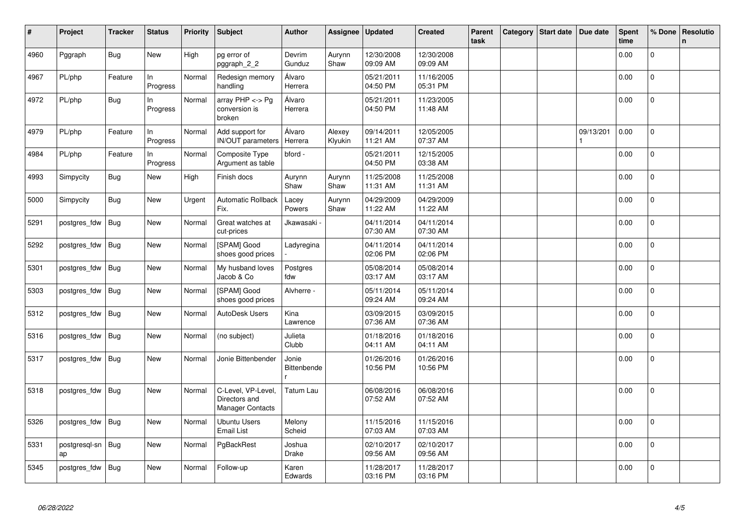| # | Project | Tracker | Status | Priority | Subject | Author | Assignee | Updated | Created | Parent task | Category | Start date | Due date | Spent time | % Done | Resolution |
|---|---|---|---|---|---|---|---|---|---|---|---|---|---|---|---|---|
| 4960 | Pggraph | Bug | New | High | pg error of pggraph_2_2 | Devrim Gunduz | Aurynn Shaw | 12/30/2008 09:09 AM | 12/30/2008 09:09 AM | | | | | 0.00 | 0 | |
| 4967 | PL/php | Feature | In Progress | Normal | Redesign memory handling | Álvaro Herrera | | 05/21/2011 04:50 PM | 11/16/2005 05:31 PM | | | | | 0.00 | 0 | |
| 4972 | PL/php | Bug | In Progress | Normal | array PHP <-> Pg conversion is broken | Álvaro Herrera | | 05/21/2011 04:50 PM | 11/23/2005 11:48 AM | | | | | 0.00 | 0 | |
| 4979 | PL/php | Feature | In Progress | Normal | Add support for IN/OUT parameters | Álvaro Herrera | Alexey Klyukin | 09/14/2011 11:21 AM | 12/05/2005 07:37 AM | | | | 09/13/2011 | 0.00 | 0 | |
| 4984 | PL/php | Feature | In Progress | Normal | Composite Type Argument as table | bford - | | 05/21/2011 04:50 PM | 12/15/2005 03:38 AM | | | | | 0.00 | 0 | |
| 4993 | Simpycity | Bug | New | High | Finish docs | Aurynn Shaw | Aurynn Shaw | 11/25/2008 11:31 AM | 11/25/2008 11:31 AM | | | | | 0.00 | 0 | |
| 5000 | Simpycity | Bug | New | Urgent | Automatic Rollback Fix. | Lacey Powers | Aurynn Shaw | 04/29/2009 11:22 AM | 04/29/2009 11:22 AM | | | | | 0.00 | 0 | |
| 5291 | postgres_fdw | Bug | New | Normal | Great watches at cut-prices | Jkawasaki - | | 04/11/2014 07:30 AM | 04/11/2014 07:30 AM | | | | | 0.00 | 0 | |
| 5292 | postgres_fdw | Bug | New | Normal | [SPAM] Good shoes good prices | Ladyregina - | | 04/11/2014 02:06 PM | 04/11/2014 02:06 PM | | | | | 0.00 | 0 | |
| 5301 | postgres_fdw | Bug | New | Normal | My husband loves Jacob & Co | Postgres fdw | | 05/08/2014 03:17 AM | 05/08/2014 03:17 AM | | | | | 0.00 | 0 | |
| 5303 | postgres_fdw | Bug | New | Normal | [SPAM] Good shoes good prices | Alvherre - | | 05/11/2014 09:24 AM | 05/11/2014 09:24 AM | | | | | 0.00 | 0 | |
| 5312 | postgres_fdw | Bug | New | Normal | AutoDesk Users | Kina Lawrence | | 03/09/2015 07:36 AM | 03/09/2015 07:36 AM | | | | | 0.00 | 0 | |
| 5316 | postgres_fdw | Bug | New | Normal | (no subject) | Julieta Clubb | | 01/18/2016 04:11 AM | 01/18/2016 04:11 AM | | | | | 0.00 | 0 | |
| 5317 | postgres_fdw | Bug | New | Normal | Jonie Bittenbender | Jonie Bittenbender | | 01/26/2016 10:56 PM | 01/26/2016 10:56 PM | | | | | 0.00 | 0 | |
| 5318 | postgres_fdw | Bug | New | Normal | C-Level, VP-Level, Directors and Manager Contacts | Tatum Lau | | 06/08/2016 07:52 AM | 06/08/2016 07:52 AM | | | | | 0.00 | 0 | |
| 5326 | postgres_fdw | Bug | New | Normal | Ubuntu Users Email List | Melony Scheid | | 11/15/2016 07:03 AM | 11/15/2016 07:03 AM | | | | | 0.00 | 0 | |
| 5331 | postgresql-snap | Bug | New | Normal | PgBackRest | Joshua Drake | | 02/10/2017 09:56 AM | 02/10/2017 09:56 AM | | | | | 0.00 | 0 | |
| 5345 | postgres_fdw | Bug | New | Normal | Follow-up | Karen Edwards | | 11/28/2017 03:16 PM | 11/28/2017 03:16 PM | | | | | 0.00 | 0 | |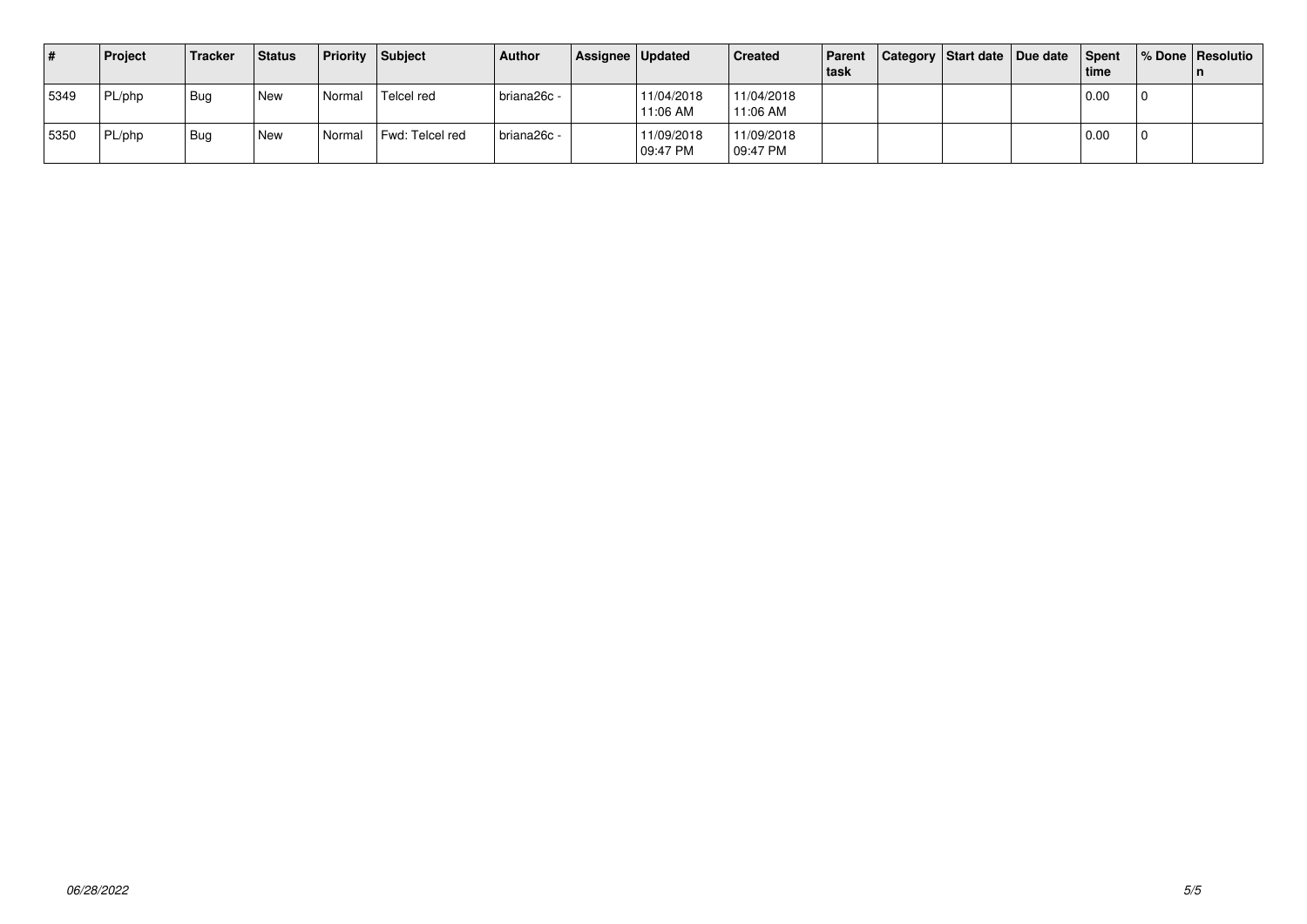| # | Project | Tracker | Status | Priority | Subject | Author | Assignee | Updated | Created | Parent task | Category | Start date | Due date | Spent time | % Done | Resolution |
|---|---|---|---|---|---|---|---|---|---|---|---|---|---|---|---|---|
| 5349 | PL/php | Bug | New | Normal | Telcel red | briana26c - | | 11/04/2018 11:06 AM | 11/04/2018 11:06 AM | | | | | 0.00 | 0 | |
| 5350 | PL/php | Bug | New | Normal | Fwd: Telcel red | briana26c - | | 11/09/2018 09:47 PM | 11/09/2018 09:47 PM | | | | | 0.00 | 0 | |

*06/28/2022*